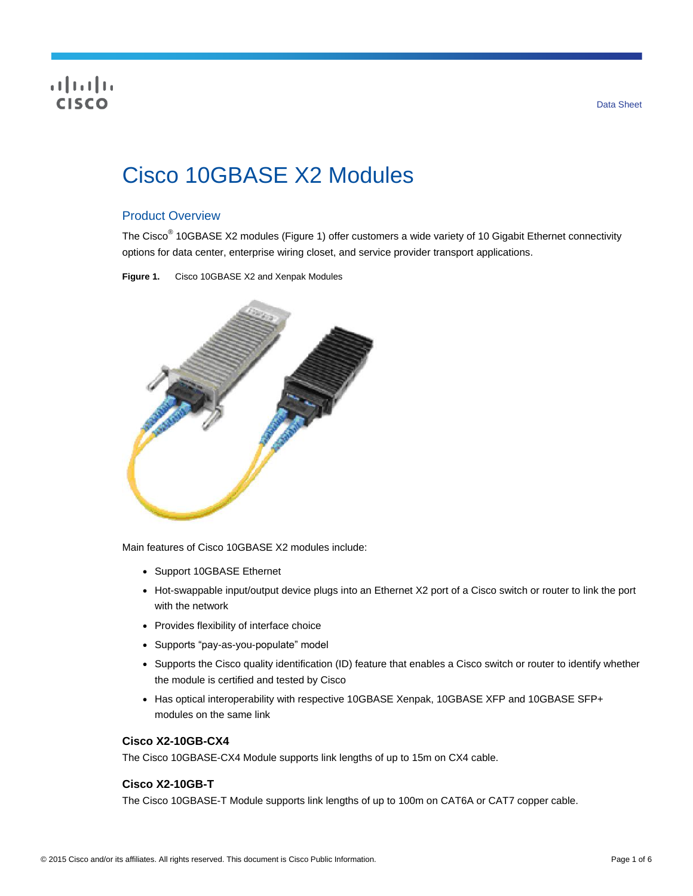# Cisco 10GBASE X2 Modules

## Product Overview

The Cisco® 10GBASE X2 modules (Figure 1) offer customers a wide variety of 10 Gigabit Ethernet connectivity options for data center, enterprise wiring closet, and service provider transport applications.

**Figure 1.** Cisco 10GBASE X2 and Xenpak Modules

Main features of Cisco 10GBASE X2 modules include:

- Support 10GBASE Ethernet
- Hot-swappable input/output device plugs into an Ethernet X2 port of a Cisco switch or router to link the port with the network
- Provides flexibility of interface choice
- Supports "pay-as-you-populate" model
- Supports the Cisco quality identification (ID) feature that enables a Cisco switch or router to identify whether the module is certified and tested by Cisco
- Has optical interoperability with respective 10GBASE Xenpak, 10GBASE XFP and 10GBASE SFP+ modules on the same link

### Cisco X2-10GB-CX4

The Cisco 10GBASE-CX4 Module supports link lengths of up to 15m on CX4 cable.

### Cisco X2-10GB-T

The Cisco 10GBASE-T Module supports link lengths of up to 100m on CAT6A or CAT7 copper cable.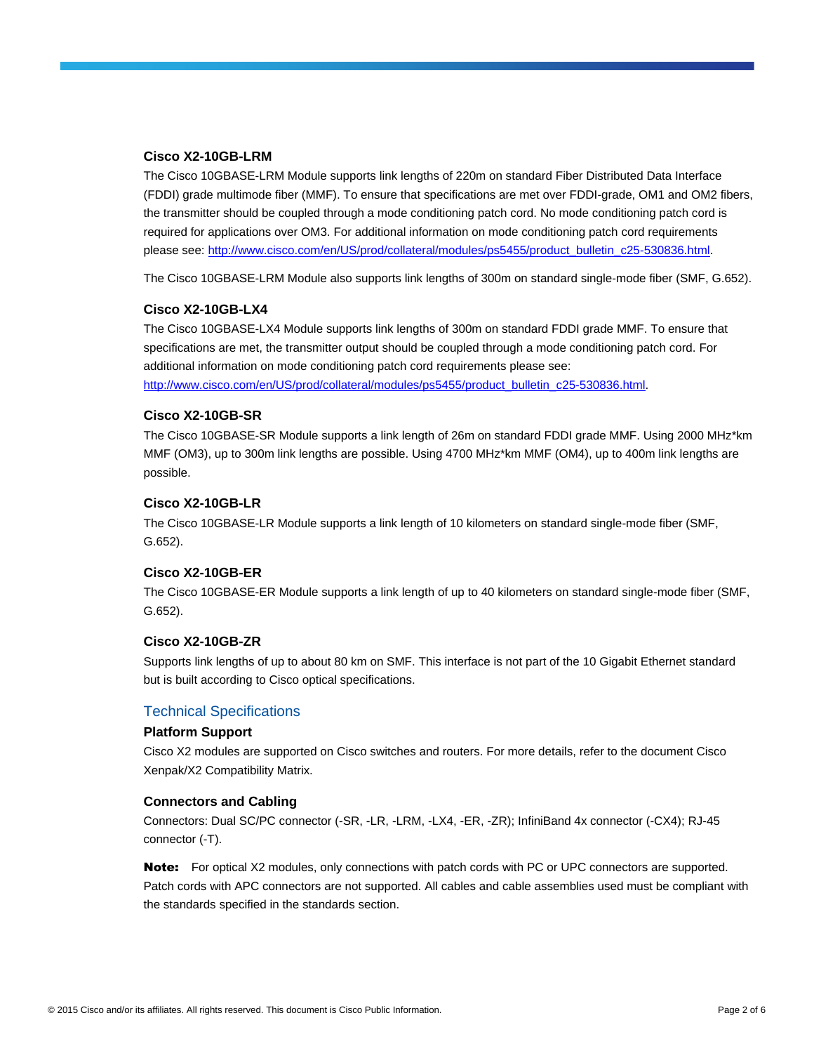### Cisco X2-10GB-LRM

The Cisco 10GBASE-LRM Module supports link lengths of 220m on standard Fiber Distributed Data Interface (FDDI) grade multimode fiber (MMF). To ensure that specifications are met over FDDI-grade, OM1 and OM2 fibers, the transmitter should be coupled through a mode conditioning patch cord. No mode conditioning patch cord is required for applications over OM3. For additional information on mode conditioning patch cord requirements please see: http://www.cisco.com/en/US/prod/collateral/modules/ps5455/product_bulletin_c25-530836.html.

The Cisco 10GBASE-LRM Module also supports link lengths of 300m on standard single-mode fiber (SMF, G.652).

### Cisco X2-10GB-LX4

The Cisco 10GBASE-LX4 Module supports link lengths of 300m on standard FDDI grade MMF. To ensure that specifications are met, the transmitter output should be coupled through a mode conditioning patch cord. For additional information on mode conditioning patch cord requirements please see: http://www.cisco.com/en/US/prod/collateral/modules/ps5455/product_bulletin_c25-530836.html.

### Cisco X2-10GB-SR

The Cisco 10GBASE-SR Module supports a link length of 26m on standard FDDI grade MMF. Using 2000 MHz*km MMF (OM3), up to 300m link lengths are possible. Using 4700 MHz*km MMF (OM4), up to 400m link lengths are possible.

### Cisco X2-10GB-LR

The Cisco 10GBASE-LR Module supports a link length of 10 kilometers on standard single-mode fiber (SMF, G.652).

### Cisco X2-10GB-ER

The Cisco 10GBASE-ER Module supports a link length of up to 40 kilometers on standard single-mode fiber (SMF, G.652).

### Cisco X2-10GB-ZR

Supports link lengths of up to about 80 km on SMF. This interface is not part of the 10 Gigabit Ethernet standard but is built according to Cisco optical specifications.

## Technical Specifications

### Platform Support

Cisco X2 modules are supported on Cisco switches and routers. For more details, refer to the document Cisco Xenpak/X2 Compatibility Matrix.

### Connectors and Cabling

Connectors: Dual SC/PC connector (-SR, -LR, -LRM, -LX4, -ER, -ZR); InfiniBand 4x connector (-CX4); RJ-45 connector (-T).

**Note:** For optical X2 modules, only connections with patch cords with PC or UPC connectors are supported. Patch cords with APC connectors are not supported. All cables and cable assemblies used must be compliant with the standards specified in the standards section.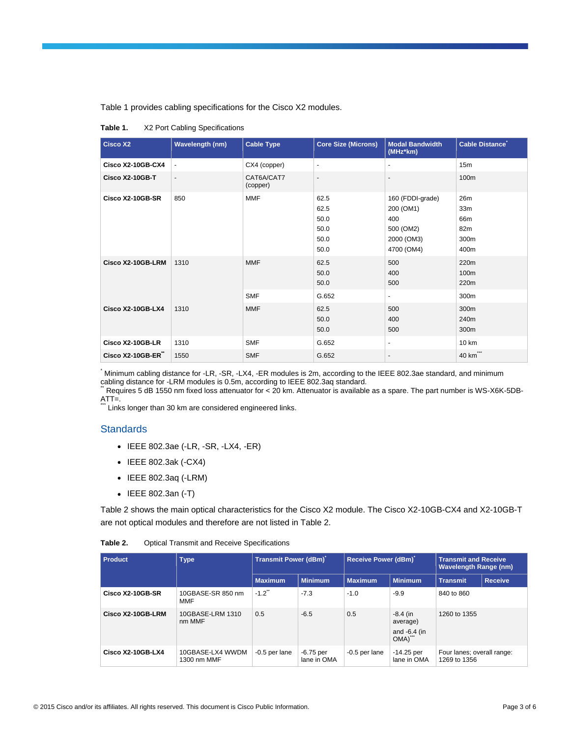Table 1 provides cabling specifications for the Cisco X2 modules.

**Table 1.** X2 Port Cabling Specifications

| Cisco X2 | Wavelength (nm) | Cable Type | Core Size (Microns) | Modal Bandwidth (MHz*km) | Cable Distance* |
|---|---|---|---|---|---|
| **Cisco X2-10GB-CX4** | - | CX4 (copper) | - | - | 15m |
| **Cisco X2-10GB-T** | - | CAT6A/CAT7 (copper) | - | - | 100m |
| **Cisco X2-10GB-SR** | 850 | MMF | 62.5<br>62.5<br>50.0<br>50.0<br>50.0<br>50.0 | 160 (FDDI-grade)<br>200 (OM1)<br>400<br>500 (OM2)<br>2000 (OM3)<br>4700 (OM4) | 26m<br>33m<br>66m<br>82m<br>300m<br>400m |
| **Cisco X2-10GB-LRM** | 1310 | MMF | 62.5<br>50.0<br>50.0 | 500<br>400<br>500 | 220m<br>100m<br>220m |
| | | SMF | G.652 | - | 300m |
| **Cisco X2-10GB-LX4** | 1310 | MMF | 62.5<br>50.0<br>50.0 | 500<br>400<br>500 | 300m<br>240m<br>300m |
| **Cisco X2-10GB-LR** | 1310 | SMF | G.652 | - | 10 km |
| **Cisco X2-10GB-ER**** | 1550 | SMF | G.652 | - | 40 km*** |

* Minimum cabling distance for -LR, -SR, -LX4, -ER modules is 2m, according to the IEEE 802.3ae standard, and minimum cabling distance for -LRM modules is 0.5m, according to IEEE 802.3aq standard.
** Requires 5 dB 1550 nm fixed loss attenuator for < 20 km. Attenuator is available as a spare. The part number is WS-X6K-5DB-ATT=.
*** Links longer than 30 km are considered engineered links.

## Standards

- IEEE 802.3ae (-LR, -SR, -LX4, -ER)
- IEEE 802.3ak (-CX4)
- IEEE 802.3aq (-LRM)
- IEEE 802.3an (-T)

Table 2 shows the main optical characteristics for the Cisco X2 module. The Cisco X2-10GB-CX4 and X2-10GB-T are not optical modules and therefore are not listed in Table 2.

**Table 2.** Optical Transmit and Receive Specifications

| Product | Type | Transmit Power (dBm)* | | Receive Power (dBm)* | | Transmit and Receive Wavelength Range (nm) | |
|---|---|---|---|---|---|---|---|
| | | Maximum | Minimum | Maximum | Minimum | Transmit | Receive |
| **Cisco X2-10GB-SR** | 10GBASE-SR 850 nm MMF | -1.2** | -7.3 | -1.0 | -9.9 | 840 to 860 | |
| **Cisco X2-10GB-LRM** | 10GBASE-LRM 1310 nm MMF | 0.5 | -6.5 | 0.5 | -8.4 (in average)<br>and -6.4 (in OMA)*** | 1260 to 1355 | |
| **Cisco X2-10GB-LX4** | 10GBASE-LX4 WWDM 1300 nm MMF | -0.5 per lane | -6.75 per lane in OMA | -0.5 per lane | -14.25 per lane in OMA | Four lanes; overall range: 1269 to 1356 | |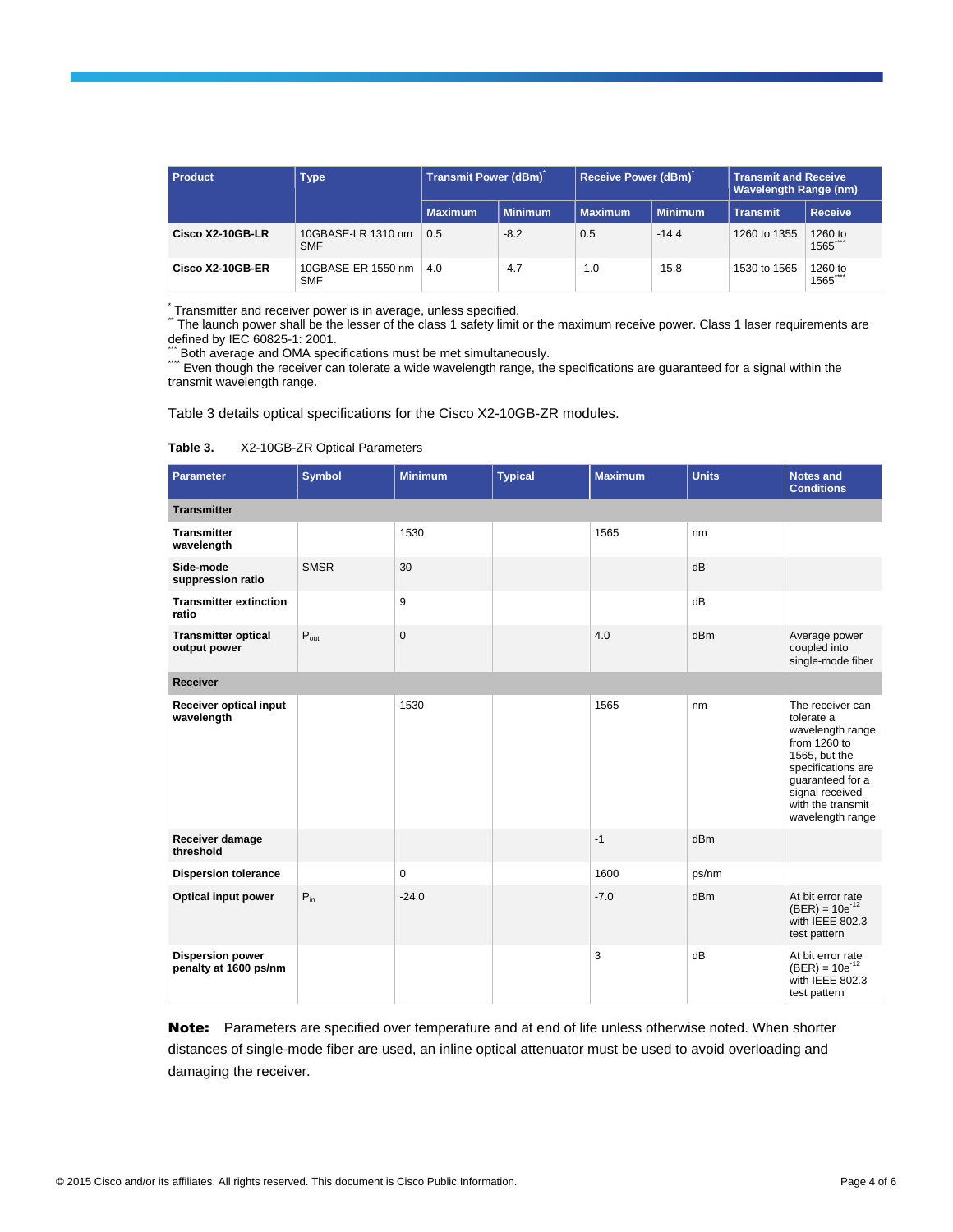| Product | Type | Transmit Power (dBm)* | | Receive Power (dBm)* | | Transmit and Receive Wavelength Range (nm) | |
|---|---|---|---|---|---|---|---|
| | | Maximum | Minimum | Maximum | Minimum | Transmit | Receive |
| **Cisco X2-10GB-LR** | 10GBASE-LR 1310 nm SMF | 0.5 | -8.2 | 0.5 | -14.4 | 1260 to 1355 | 1260 to 1565**** |
| **Cisco X2-10GB-ER** | 10GBASE-ER 1550 nm SMF | 4.0 | -4.7 | -1.0 | -15.8 | 1530 to 1565 | 1260 to 1565**** |

\* Transmitter and receiver power is in average, unless specified.
\** The launch power shall be the lesser of the class 1 safety limit or the maximum receive power. Class 1 laser requirements are defined by IEC 60825-1: 2001.
\*** Both average and OMA specifications must be met simultaneously.
\**** Even though the receiver can tolerate a wide wavelength range, the specifications are guaranteed for a signal within the transmit wavelength range.

Table 3 details optical specifications for the Cisco X2-10GB-ZR modules.

**Table 3.** X2-10GB-ZR Optical Parameters

| Parameter | Symbol | Minimum | Typical | Maximum | Units | Notes and Conditions |
|---|---|---|---|---|---|---|
| **Transmitter** | | | | | | |
| **Transmitter wavelength** | | 1530 | | 1565 | nm | |
| **Side-mode suppression ratio** | SMSR | 30 | | | dB | |
| **Transmitter extinction ratio** | | 9 | | | dB | |
| **Transmitter optical output power** | $P_{out}$ | 0 | | 4.0 | dBm | Average power coupled into single-mode fiber |
| **Receiver** | | | | | | |
| **Receiver optical input wavelength** | | 1530 | | 1565 | nm | The receiver can tolerate a wavelength range from 1260 to 1565, but the specifications are guaranteed for a signal received with the transmit wavelength range |
| **Receiver damage threshold** | | | | -1 | dBm | |
| **Dispersion tolerance** | | 0 | | 1600 | ps/nm | |
| **Optical input power** | $P_{in}$ | -24.0 | | -7.0 | dBm | At bit error rate (BER) = $10e^{-12}$ with IEEE 802.3 test pattern |
| **Dispersion power penalty at 1600 ps/nm** | | | | 3 | dB | At bit error rate (BER) = $10e^{-12}$ with IEEE 802.3 test pattern |

**Note:** Parameters are specified over temperature and at end of life unless otherwise noted. When shorter distances of single-mode fiber are used, an inline optical attenuator must be used to avoid overloading and damaging the receiver.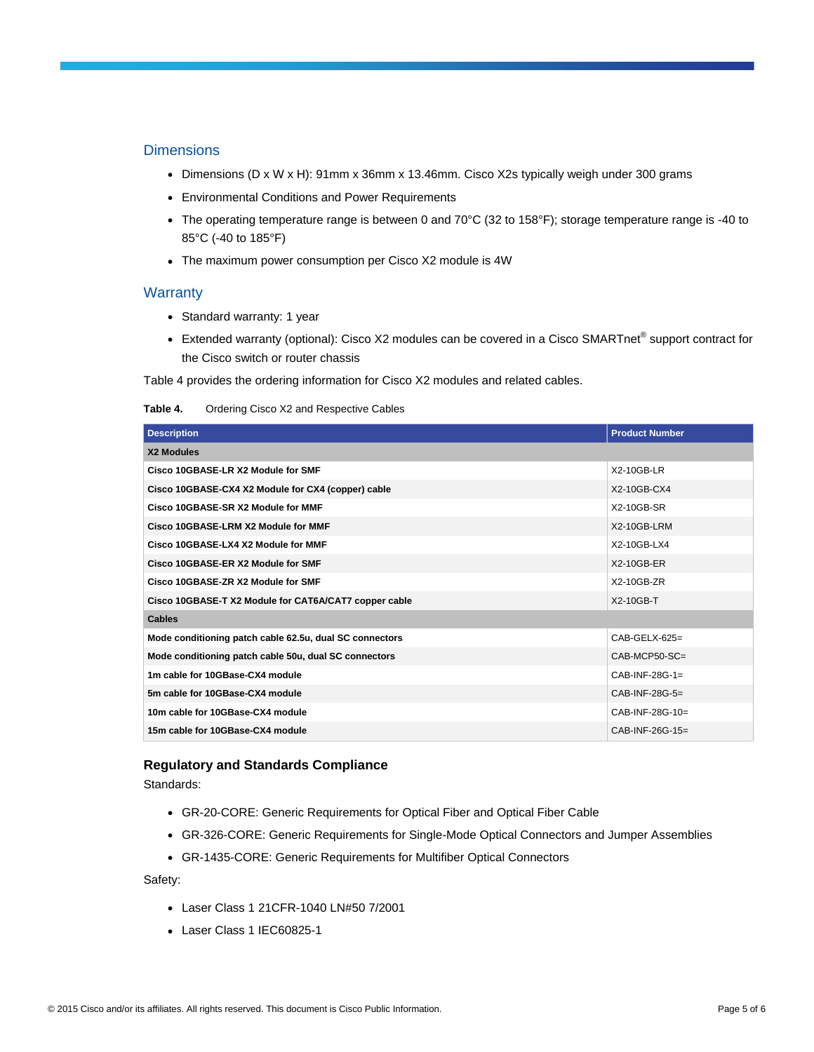## Dimensions

- Dimensions (D x W x H): 91mm x 36mm x 13.46mm. Cisco X2s typically weigh under 300 grams
- Environmental Conditions and Power Requirements
- The operating temperature range is between 0 and 70°C (32 to 158°F); storage temperature range is -40 to 85°C (-40 to 185°F)
- The maximum power consumption per Cisco X2 module is 4W

## Warranty

- Standard warranty: 1 year
- Extended warranty (optional): Cisco X2 modules can be covered in a Cisco SMARTnet® support contract for the Cisco switch or router chassis

Table 4 provides the ordering information for Cisco X2 modules and related cables.

**Table 4.** Ordering Cisco X2 and Respective Cables

| Description | Product Number |
|---|---|
| **X2 Modules** | |
| **Cisco 10GBASE-LR X2 Module for SMF** | X2-10GB-LR |
| **Cisco 10GBASE-CX4 X2 Module for CX4 (copper) cable** | X2-10GB-CX4 |
| **Cisco 10GBASE-SR X2 Module for MMF** | X2-10GB-SR |
| **Cisco 10GBASE-LRM X2 Module for MMF** | X2-10GB-LRM |
| **Cisco 10GBASE-LX4 X2 Module for MMF** | X2-10GB-LX4 |
| **Cisco 10GBASE-ER X2 Module for SMF** | X2-10GB-ER |
| **Cisco 10GBASE-ZR X2 Module for SMF** | X2-10GB-ZR |
| **Cisco 10GBASE-T X2 Module for CAT6A/CAT7 copper cable** | X2-10GB-T |
| **Cables** | |
| **Mode conditioning patch cable 62.5u, dual SC connectors** | CAB-GELX-625= |
| **Mode conditioning patch cable 50u, dual SC connectors** | CAB-MCP50-SC= |
| **1m cable for 10GBase-CX4 module** | CAB-INF-28G-1= |
| **5m cable for 10GBase-CX4 module** | CAB-INF-28G-5= |
| **10m cable for 10GBase-CX4 module** | CAB-INF-28G-10= |
| **15m cable for 10GBase-CX4 module** | CAB-INF-26G-15= |

### Regulatory and Standards Compliance

Standards:

- GR-20-CORE: Generic Requirements for Optical Fiber and Optical Fiber Cable
- GR-326-CORE: Generic Requirements for Single-Mode Optical Connectors and Jumper Assemblies
- GR-1435-CORE: Generic Requirements for Multifiber Optical Connectors

Safety:

- Laser Class 1 21CFR-1040 LN#50 7/2001
- Laser Class 1 IEC60825-1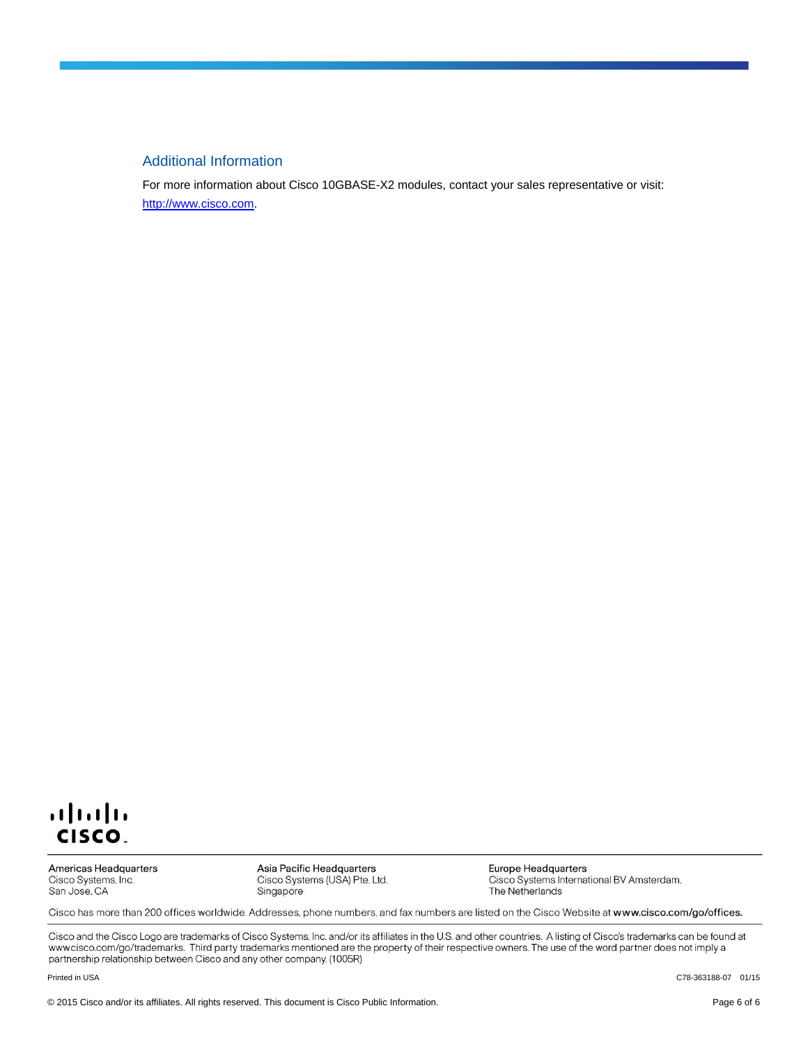## Additional Information

For more information about Cisco 10GBASE-X2 modules, contact your sales representative or visit: [http://www.cisco.com](http://www.cisco.com).

Americas Headquarters
Cisco Systems, Inc.
San Jose, CA

Asia Pacific Headquarters
Cisco Systems (USA) Pte. Ltd.
Singapore

Europe Headquarters
Cisco Systems International BV Amsterdam,
The Netherlands

Cisco has more than 200 offices worldwide. Addresses, phone numbers, and fax numbers are listed on the Cisco Website at **www.cisco.com/go/offices.**

Cisco and the Cisco Logo are trademarks of Cisco Systems, Inc. and/or its affiliates in the U.S. and other countries. A listing of Cisco's trademarks can be found at www.cisco.com/go/trademarks. Third party trademarks mentioned are the property of their respective owners. The use of the word partner does not imply a partnership relationship between Cisco and any other company. (1005R)

Printed in USA

C78-363188-07 01/15